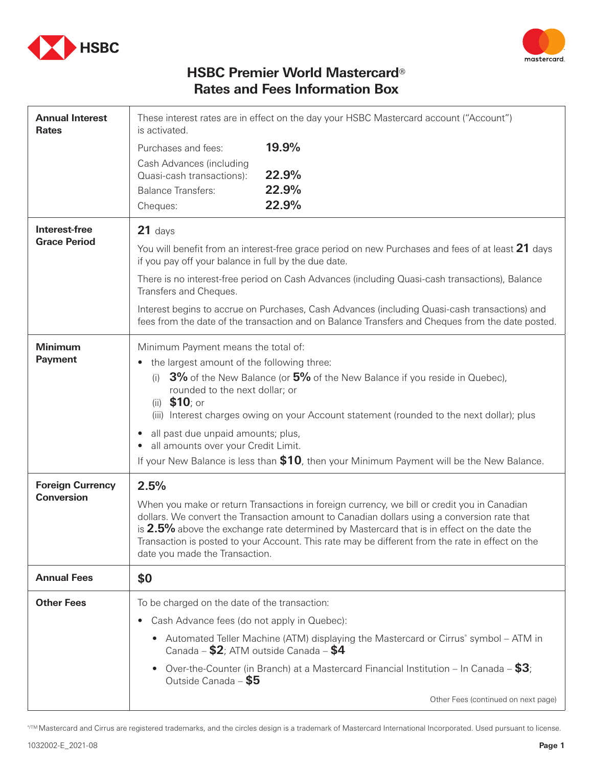# HSBC Premier World Mastercard®
# Rates and Fees Information Box

| | |
|---|---|
| **Annual Interest Rates** | These interest rates are in effect on the day your HSBC Mastercard account ("Account") is activated.<br>Purchases and fees: **19.9%**<br>Cash Advances (including Quasi-cash transactions): **22.9%**<br>Balance Transfers: **22.9%**<br>Cheques: **22.9%** |
| **Interest-free Grace Period** | **21** days<br>You will benefit from an interest-free grace period on new Purchases and fees of at least **21** days if you pay off your balance in full by the due date.<br>There is no interest-free period on Cash Advances (including Quasi-cash transactions), Balance Transfers and Cheques.<br>Interest begins to accrue on Purchases, Cash Advances (including Quasi-cash transactions) and fees from the date of the transaction and on Balance Transfers and Cheques from the date posted. |
| **Minimum Payment** | Minimum Payment means the total of:<br>• the largest amount of the following three:<br>(i) **3%** of the New Balance (or **5%** of the New Balance if you reside in Quebec), rounded to the next dollar; or<br>(ii) **$10**; or<br>(iii) Interest charges owing on your Account statement (rounded to the next dollar); plus<br>• all past due unpaid amounts; plus,<br>• all amounts over your Credit Limit.<br>If your New Balance is less than **$10**, then your Minimum Payment will be the New Balance. |
| **Foreign Currency Conversion** | **2.5%**<br>When you make or return Transactions in foreign currency, we bill or credit you in Canadian dollars. We convert the Transaction amount to Canadian dollars using a conversion rate that is **2.5%** above the exchange rate determined by Mastercard that is in effect on the date the Transaction is posted to your Account. This rate may be different from the rate in effect on the date you made the Transaction. |
| **Annual Fees** | **$0** |
| **Other Fees** | To be charged on the date of the transaction:<br>• Cash Advance fees (do not apply in Quebec):<br>• Automated Teller Machine (ATM) displaying the Mastercard or Cirrus® symbol – ATM in Canada – **$2**; ATM outside Canada – **$4**<br>• Over-the-Counter (in Branch) at a Mastercard Financial Institution – In Canada – **$3**; Outside Canada – **$5**<br>Other Fees (continued on next page) |

®/TM Mastercard and Cirrus are registered trademarks, and the circles design is a trademark of Mastercard International Incorporated. Used pursuant to license.

1032002-E_2021-08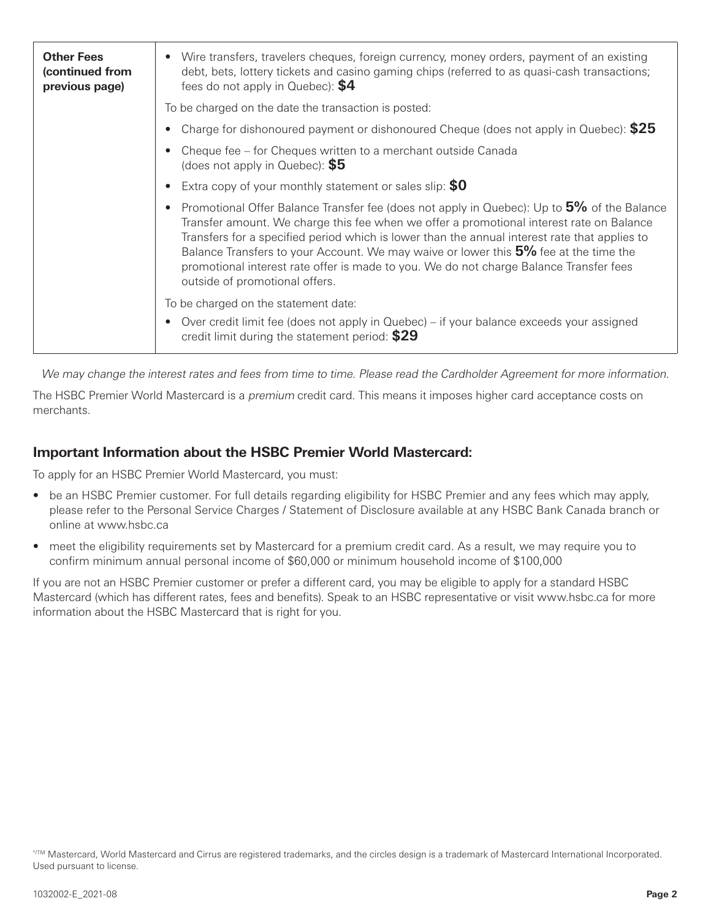| | |
|---|---|
| **Other Fees (continued from previous page)** | • Wire transfers, travelers cheques, foreign currency, money orders, payment of an existing debt, bets, lottery tickets and casino gaming chips (referred to as quasi-cash transactions; fees do not apply in Quebec): **$4**<br><br>To be charged on the date the transaction is posted:<br><br>• Charge for dishonoured payment or dishonoured Cheque (does not apply in Quebec): **$25**<br><br>• Cheque fee – for Cheques written to a merchant outside Canada (does not apply in Quebec): **$5**<br><br>• Extra copy of your monthly statement or sales slip: **$0**<br><br>• Promotional Offer Balance Transfer fee (does not apply in Quebec): Up to **5%** of the Balance Transfer amount. We charge this fee when we offer a promotional interest rate on Balance Transfers for a specified period which is lower than the annual interest rate that applies to Balance Transfers to your Account. We may waive or lower this **5%** fee at the time the promotional interest rate offer is made to you. We do not charge Balance Transfer fees outside of promotional offers.<br><br>To be charged on the statement date:<br><br>• Over credit limit fee (does not apply in Quebec) – if your balance exceeds your assigned credit limit during the statement period: **$29** |

*We may change the interest rates and fees from time to time. Please read the Cardholder Agreement for more information.*

The HSBC Premier World Mastercard is a *premium* credit card. This means it imposes higher card acceptance costs on merchants.

## Important Information about the HSBC Premier World Mastercard:

To apply for an HSBC Premier World Mastercard, you must:

- be an HSBC Premier customer. For full details regarding eligibility for HSBC Premier and any fees which may apply, please refer to the Personal Service Charges / Statement of Disclosure available at any HSBC Bank Canada branch or online at www.hsbc.ca
- meet the eligibility requirements set by Mastercard for a premium credit card. As a result, we may require you to confirm minimum annual personal income of $60,000 or minimum household income of $100,000

If you are not an HSBC Premier customer or prefer a different card, you may be eligible to apply for a standard HSBC Mastercard (which has different rates, fees and benefits). Speak to an HSBC representative or visit www.hsbc.ca for more information about the HSBC Mastercard that is right for you.

®/TM Mastercard, World Mastercard and Cirrus are registered trademarks, and the circles design is a trademark of Mastercard International Incorporated. Used pursuant to license.

1032002-E_2021-08